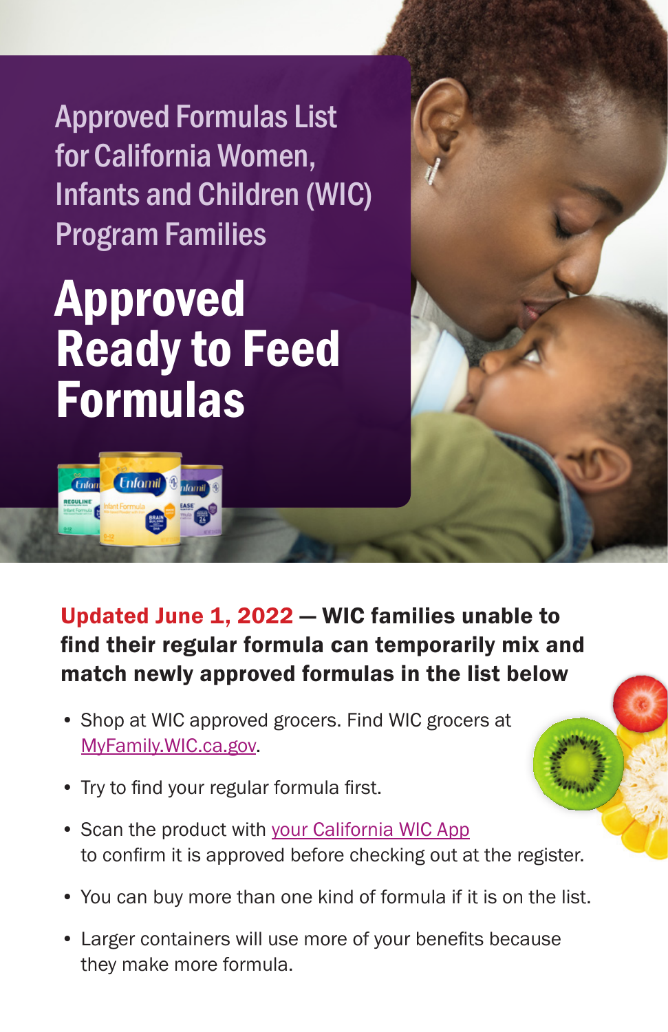Approved Formulas List for California Women, Infants and Children (WIC) Program Families

# Approved Ready to Feed Formulas

**Updated June 1, 2022 — WIC families unable to find their regular formula can temporarily mix and match newly approved formulas in the list below**

- Shop at WIC approved grocers. Find WIC grocers at [MyFamily.WIC.ca.gov](MyFamily.WIC.ca.gov).
- Try to find your regular formula first.
- Scan the product with your California WIC App to confirm it is approved before checking out at the register.
- You can buy more than one kind of formula if it is on the list.
- Larger containers will use more of your benefits because they make more formula.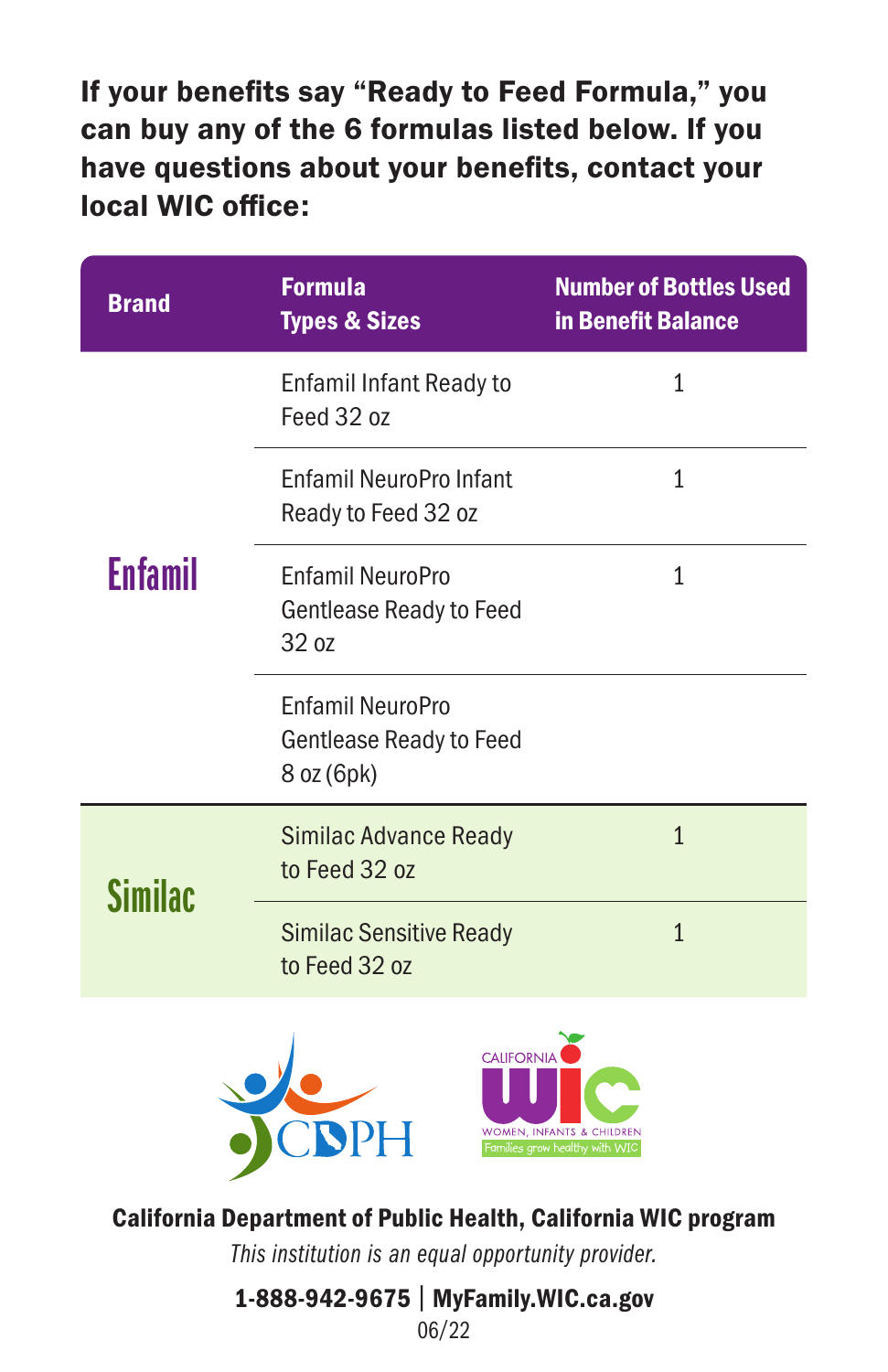**If your benefits say "Ready to Feed Formula," you can buy any of the 6 formulas listed below. If you have questions about your benefits, contact your local WIC office:**

| Brand | Formula Types & Sizes | Number of Bottles Used in Benefit Balance |
|---|---|---|
| Enfamil | Enfamil Infant Ready to Feed 32 oz | 1 |
| | Enfamil NeuroPro Infant Ready to Feed 32 oz | 1 |
| | Enfamil NeuroPro Gentlease Ready to Feed 32 oz | 1 |
| | Enfamil NeuroPro Gentlease Ready to Feed 8 oz (6pk) | |
| Similac | Similac Advance Ready to Feed 32 oz | 1 |
| | Similac Sensitive Ready to Feed 32 oz | 1 |

CDPH

CALIFORNIA WIC
WOMEN, INFANTS & CHILDREN
Families grow healthy with WIC

**California Department of Public Health, California WIC program**

*This institution is an equal opportunity provider.*

**1-888-942-9675 | MyFamily.WIC.ca.gov**

06/22